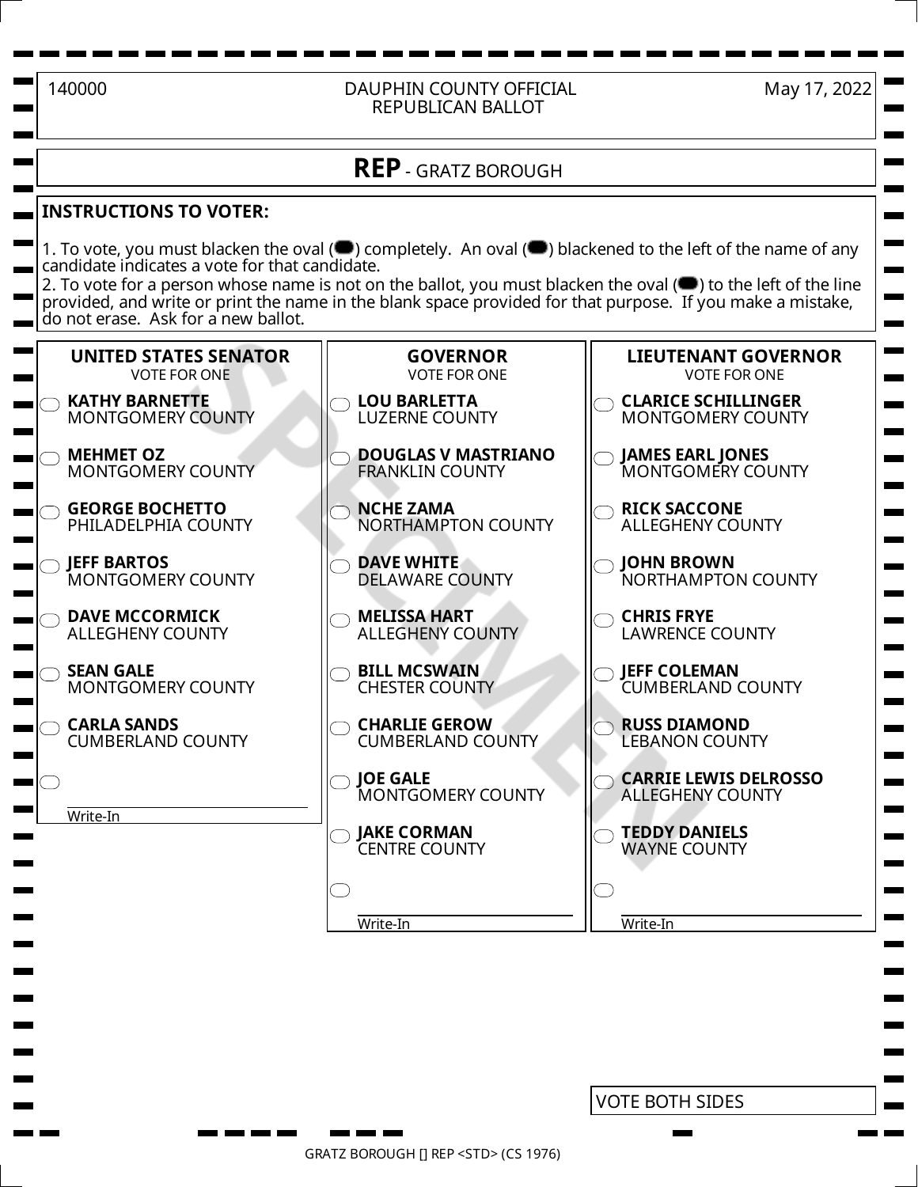140000

# DAUPHIN COUNTY OFFICIAL REPUBLICAN BALLOT

May 17, 2022

## REP - GRATZ BOROUGH

**INSTRUCTIONS TO VOTER:**

1. To vote, you must blacken the oval ( ) completely. An oval ( ) blackened to the left of the name of any candidate indicates a vote for that candidate.
2. To vote for a person whose name is not on the ballot, you must blacken the oval ( ) to the left of the line provided, and write or print the name in the blank space provided for that purpose. If you make a mistake, do not erase. Ask for a new ballot.

### UNITED STATES SENATOR
VOTE FOR ONE

- **KATHY BARNETTE** MONTGOMERY COUNTY
- **MEHMET OZ** MONTGOMERY COUNTY
- **GEORGE BOCHETTO** PHILADELPHIA COUNTY
- **JEFF BARTOS** MONTGOMERY COUNTY
- **DAVE MCCORMICK** ALLEGHENY COUNTY
- **SEAN GALE** MONTGOMERY COUNTY
- **CARLA SANDS** CUMBERLAND COUNTY
- Write-In

### GOVERNOR
VOTE FOR ONE

- **LOU BARLETTA** LUZERNE COUNTY
- **DOUGLAS V MASTRIANO** FRANKLIN COUNTY
- **NCHE ZAMA** NORTHAMPTON COUNTY
- **DAVE WHITE** DELAWARE COUNTY
- **MELISSA HART** ALLEGHENY COUNTY
- **BILL MCSWAIN** CHESTER COUNTY
- **CHARLIE GEROW** CUMBERLAND COUNTY
- **JOE GALE** MONTGOMERY COUNTY
- **JAKE CORMAN** CENTRE COUNTY
- Write-In

### LIEUTENANT GOVERNOR
VOTE FOR ONE

- **CLARICE SCHILLINGER** MONTGOMERY COUNTY
- **JAMES EARL JONES** MONTGOMERY COUNTY
- **RICK SACCONE** ALLEGHENY COUNTY
- **JOHN BROWN** NORTHAMPTON COUNTY
- **CHRIS FRYE** LAWRENCE COUNTY
- **JEFF COLEMAN** CUMBERLAND COUNTY
- **RUSS DIAMOND** LEBANON COUNTY
- **CARRIE LEWIS DELROSSO** ALLEGHENY COUNTY
- **TEDDY DANIELS** WAYNE COUNTY
- Write-In

VOTE BOTH SIDES

GRATZ BOROUGH [] REP <STD> (CS 1976)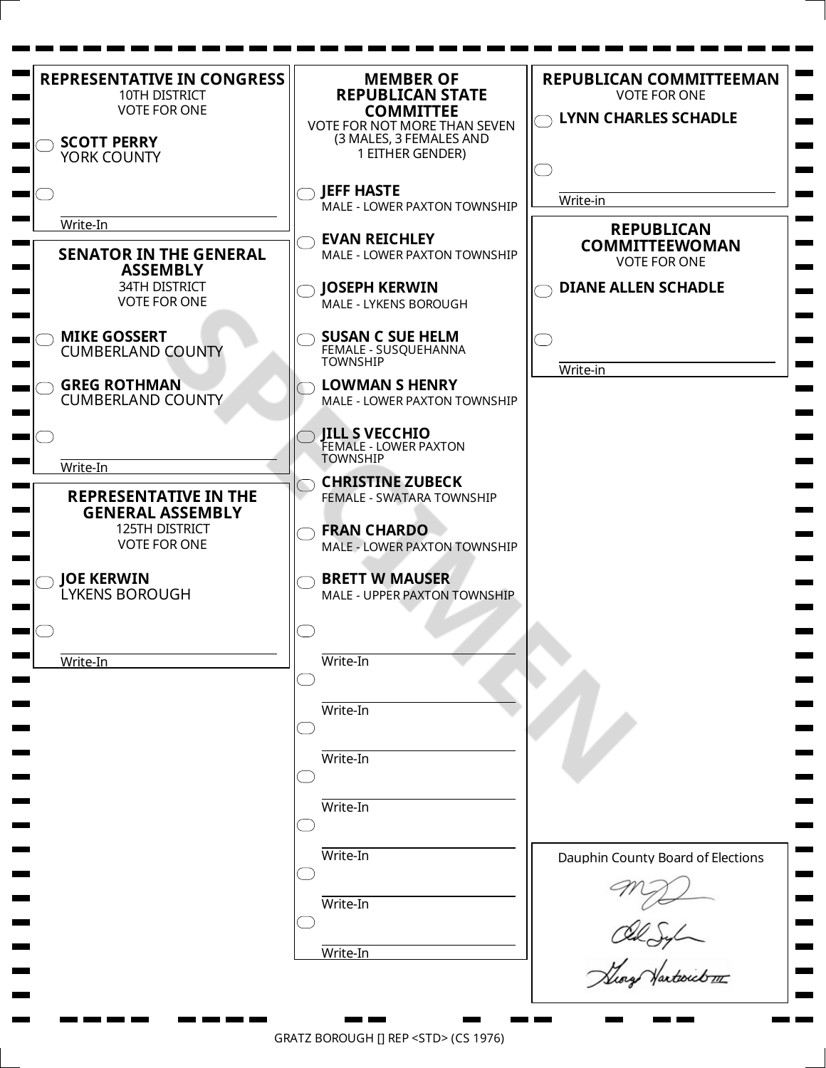## REPRESENTATIVE IN CONGRESS
10TH DISTRICT
VOTE FOR ONE

- **SCOTT PERRY**
  YORK COUNTY
- Write-In

## SENATOR IN THE GENERAL ASSEMBLY
34TH DISTRICT
VOTE FOR ONE

- **MIKE GOSSERT**
  CUMBERLAND COUNTY
- **GREG ROTHMAN**
  CUMBERLAND COUNTY
- Write-In

## REPRESENTATIVE IN THE GENERAL ASSEMBLY
125TH DISTRICT
VOTE FOR ONE

- **JOE KERWIN**
  LYKENS BOROUGH
- Write-In

## MEMBER OF REPUBLICAN STATE COMMITTEE
VOTE FOR NOT MORE THAN SEVEN
(3 MALES, 3 FEMALES AND
1 EITHER GENDER)

- **JEFF HASTE**
  MALE - LOWER PAXTON TOWNSHIP
- **EVAN REICHLEY**
  MALE - LOWER PAXTON TOWNSHIP
- **JOSEPH KERWIN**
  MALE - LYKENS BOROUGH
- **SUSAN C SUE HELM**
  FEMALE - SUSQUEHANNA TOWNSHIP
- **LOWMAN S HENRY**
  MALE - LOWER PAXTON TOWNSHIP
- **JILL S VECCHIO**
  FEMALE - LOWER PAXTON TOWNSHIP
- **CHRISTINE ZUBECK**
  FEMALE - SWATARA TOWNSHIP
- **FRAN CHARDO**
  MALE - LOWER PAXTON TOWNSHIP
- **BRETT W MAUSER**
  MALE - UPPER PAXTON TOWNSHIP
- Write-In
- Write-In
- Write-In
- Write-In
- Write-In
- Write-In
- Write-In

## REPUBLICAN COMMITTEEMAN
VOTE FOR ONE

- **LYNN CHARLES SCHADLE**
- Write-in

## REPUBLICAN COMMITTEEWOMAN
VOTE FOR ONE

- **DIANE ALLEN SCHADLE**
- Write-in

Dauphin County Board of Elections

SPECIMEN

GRATZ BOROUGH [] REP <STD> (CS 1976)